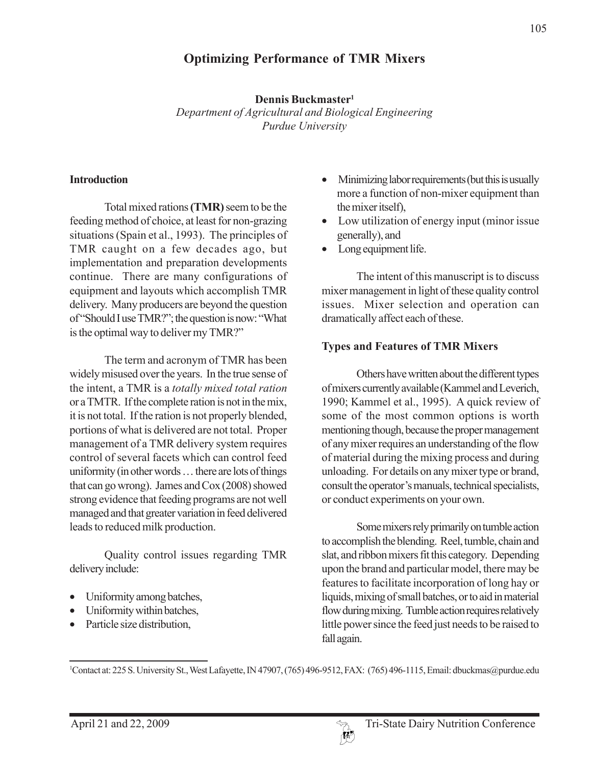# Optimizing Performance of TMR Mixers

**Dennis Buckmaster**[1]
*Department of Agricultural and Biological Engineering*
*Purdue University*

## Introduction

Total mixed rations **(TMR)** seem to be the feeding method of choice, at least for non-grazing situations (Spain et al., 1993). The principles of TMR caught on a few decades ago, but implementation and preparation developments continue. There are many configurations of equipment and layouts which accomplish TMR delivery. Many producers are beyond the question of "Should I use TMR?"; the question is now: "What is the optimal way to deliver my TMR?"

The term and acronym of TMR has been widely misused over the years. In the true sense of the intent, a TMR is a *totally mixed total ration* or a TMTR. If the complete ration is not in the mix, it is not total. If the ration is not properly blended, portions of what is delivered are not total. Proper management of a TMR delivery system requires control of several facets which can control feed uniformity (in other words … there are lots of things that can go wrong). James and Cox (2008) showed strong evidence that feeding programs are not well managed and that greater variation in feed delivered leads to reduced milk production.

Quality control issues regarding TMR delivery include:

- Uniformity among batches,
- Uniformity within batches,
- Particle size distribution,
- Minimizing labor requirements (but this is usually more a function of non-mixer equipment than the mixer itself),
- Low utilization of energy input (minor issue generally), and
- Long equipment life.

The intent of this manuscript is to discuss mixer management in light of these quality control issues. Mixer selection and operation can dramatically affect each of these.

## Types and Features of TMR Mixers

Others have written about the different types of mixers currently available (Kammel and Leverich, 1990; Kammel et al., 1995). A quick review of some of the most common options is worth mentioning though, because the proper management of any mixer requires an understanding of the flow of material during the mixing process and during unloading. For details on any mixer type or brand, consult the operator's manuals, technical specialists, or conduct experiments on your own.

Some mixers rely primarily on tumble action to accomplish the blending. Reel, tumble, chain and slat, and ribbon mixers fit this category. Depending upon the brand and particular model, there may be features to facilitate incorporation of long hay or liquids, mixing of small batches, or to aid in material flow during mixing. Tumble action requires relatively little power since the feed just needs to be raised to fall again.

[1]Contact at: 225 S. University St., West Lafayette, IN 47907, (765) 496-9512, FAX: (765) 496-1115, Email: dbuckmas@purdue.edu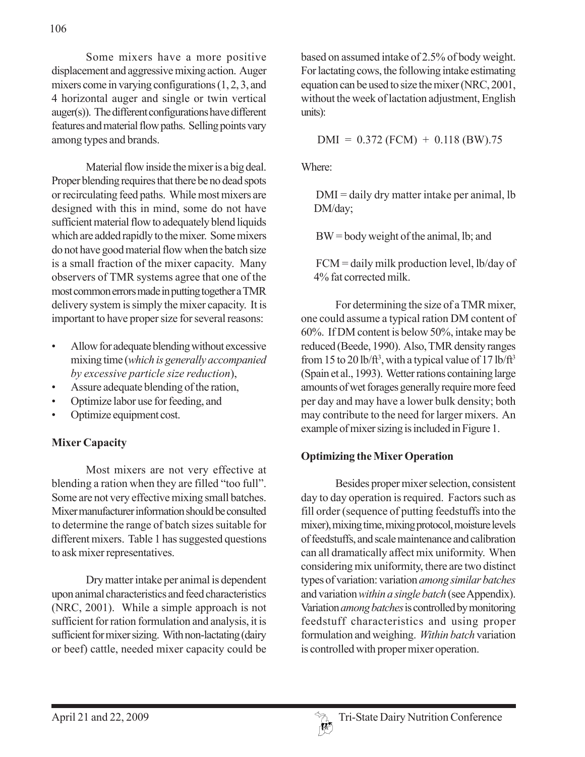Some mixers have a more positive displacement and aggressive mixing action. Auger mixers come in varying configurations (1, 2, 3, and 4 horizontal auger and single or twin vertical auger(s)). The different configurations have different features and material flow paths. Selling points vary among types and brands.

Material flow inside the mixer is a big deal. Proper blending requires that there be no dead spots or recirculating feed paths. While most mixers are designed with this in mind, some do not have sufficient material flow to adequately blend liquids which are added rapidly to the mixer. Some mixers do not have good material flow when the batch size is a small fraction of the mixer capacity. Many observers of TMR systems agree that one of the most common errors made in putting together a TMR delivery system is simply the mixer capacity. It is important to have proper size for several reasons:

- Allow for adequate blending without excessive mixing time (*which is generally accompanied by excessive particle size reduction*),
- Assure adequate blending of the ration,
- Optimize labor use for feeding, and
- Optimize equipment cost.

**Mixer Capacity**

Most mixers are not very effective at blending a ration when they are filled "too full". Some are not very effective mixing small batches. Mixer manufacturer information should be consulted to determine the range of batch sizes suitable for different mixers. Table 1 has suggested questions to ask mixer representatives.

Dry matter intake per animal is dependent upon animal characteristics and feed characteristics (NRC, 2001). While a simple approach is not sufficient for ration formulation and analysis, it is sufficient for mixer sizing. With non-lactating (dairy or beef) cattle, needed mixer capacity could be based on assumed intake of 2.5% of body weight. For lactating cows, the following intake estimating equation can be used to size the mixer (NRC, 2001, without the week of lactation adjustment, English units):

$$DMI = 0.372\,(FCM) + 0.118\,(BW)^{.75}$$

Where:

DMI = daily dry matter intake per animal, lb DM/day;

BW = body weight of the animal, lb; and

FCM = daily milk production level, lb/day of 4% fat corrected milk.

For determining the size of a TMR mixer, one could assume a typical ration DM content of 60%. If DM content is below 50%, intake may be reduced (Beede, 1990). Also, TMR density ranges from 15 to 20 lb/ft$^3$, with a typical value of 17 lb/ft$^3$ (Spain et al., 1993). Wetter rations containing large amounts of wet forages generally require more feed per day and may have a lower bulk density; both may contribute to the need for larger mixers. An example of mixer sizing is included in Figure 1.

**Optimizing the Mixer Operation**

Besides proper mixer selection, consistent day to day operation is required. Factors such as fill order (sequence of putting feedstuffs into the mixer), mixing time, mixing protocol, moisture levels of feedstuffs, and scale maintenance and calibration can all dramatically affect mix uniformity. When considering mix uniformity, there are two distinct types of variation: variation *among similar batches* and variation *within a single batch* (see Appendix). Variation *among batches* is controlled by monitoring feedstuff characteristics and using proper formulation and weighing. *Within batch* variation is controlled with proper mixer operation.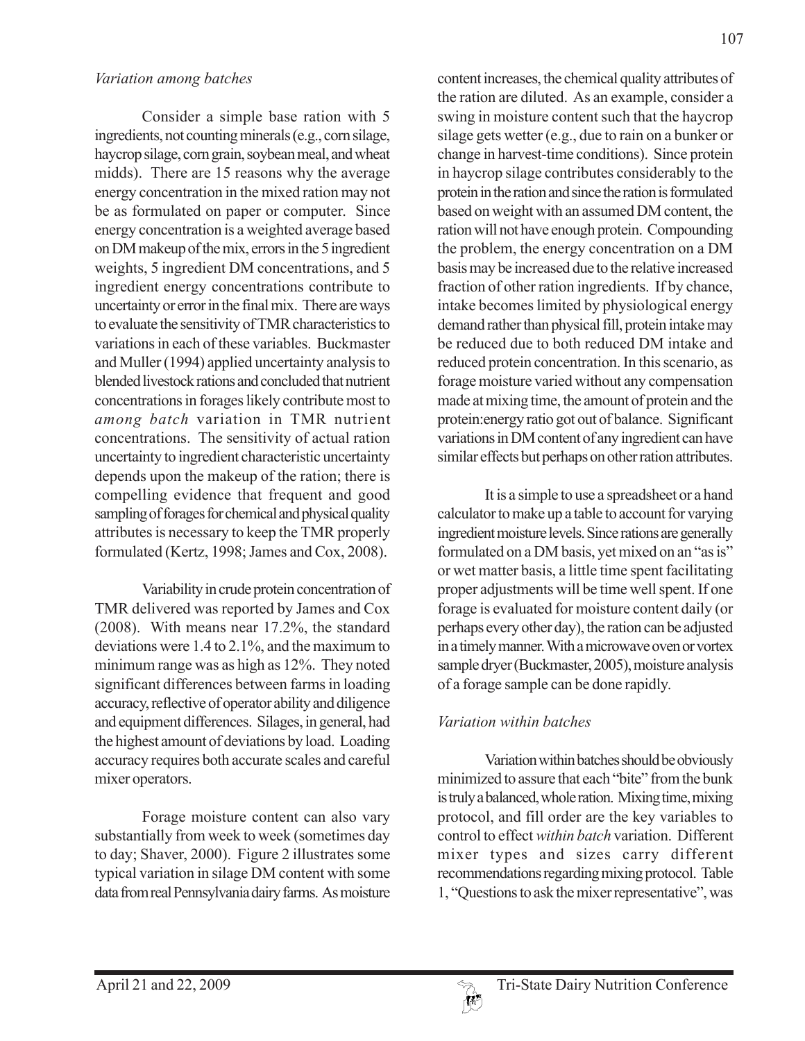*Variation among batches*

Consider a simple base ration with 5 ingredients, not counting minerals (e.g., corn silage, haycrop silage, corn grain, soybean meal, and wheat midds). There are 15 reasons why the average energy concentration in the mixed ration may not be as formulated on paper or computer. Since energy concentration is a weighted average based on DM makeup of the mix, errors in the 5 ingredient weights, 5 ingredient DM concentrations, and 5 ingredient energy concentrations contribute to uncertainty or error in the final mix. There are ways to evaluate the sensitivity of TMR characteristics to variations in each of these variables. Buckmaster and Muller (1994) applied uncertainty analysis to blended livestock rations and concluded that nutrient concentrations in forages likely contribute most to *among batch* variation in TMR nutrient concentrations. The sensitivity of actual ration uncertainty to ingredient characteristic uncertainty depends upon the makeup of the ration; there is compelling evidence that frequent and good sampling of forages for chemical and physical quality attributes is necessary to keep the TMR properly formulated (Kertz, 1998; James and Cox, 2008).

Variability in crude protein concentration of TMR delivered was reported by James and Cox (2008). With means near 17.2%, the standard deviations were 1.4 to 2.1%, and the maximum to minimum range was as high as 12%. They noted significant differences between farms in loading accuracy, reflective of operator ability and diligence and equipment differences. Silages, in general, had the highest amount of deviations by load. Loading accuracy requires both accurate scales and careful mixer operators.

Forage moisture content can also vary substantially from week to week (sometimes day to day; Shaver, 2000). Figure 2 illustrates some typical variation in silage DM content with some data from real Pennsylvania dairy farms. As moisture content increases, the chemical quality attributes of the ration are diluted. As an example, consider a swing in moisture content such that the haycrop silage gets wetter (e.g., due to rain on a bunker or change in harvest-time conditions). Since protein in haycrop silage contributes considerably to the protein in the ration and since the ration is formulated based on weight with an assumed DM content, the ration will not have enough protein. Compounding the problem, the energy concentration on a DM basis may be increased due to the relative increased fraction of other ration ingredients. If by chance, intake becomes limited by physiological energy demand rather than physical fill, protein intake may be reduced due to both reduced DM intake and reduced protein concentration. In this scenario, as forage moisture varied without any compensation made at mixing time, the amount of protein and the protein:energy ratio got out of balance. Significant variations in DM content of any ingredient can have similar effects but perhaps on other ration attributes.

It is a simple to use a spreadsheet or a hand calculator to make up a table to account for varying ingredient moisture levels. Since rations are generally formulated on a DM basis, yet mixed on an "as is" or wet matter basis, a little time spent facilitating proper adjustments will be time well spent. If one forage is evaluated for moisture content daily (or perhaps every other day), the ration can be adjusted in a timely manner. With a microwave oven or vortex sample dryer (Buckmaster, 2005), moisture analysis of a forage sample can be done rapidly.

*Variation within batches*

Variation within batches should be obviously minimized to assure that each "bite" from the bunk is truly a balanced, whole ration. Mixing time, mixing protocol, and fill order are the key variables to control to effect *within batch* variation. Different mixer types and sizes carry different recommendations regarding mixing protocol. Table 1, "Questions to ask the mixer representative", was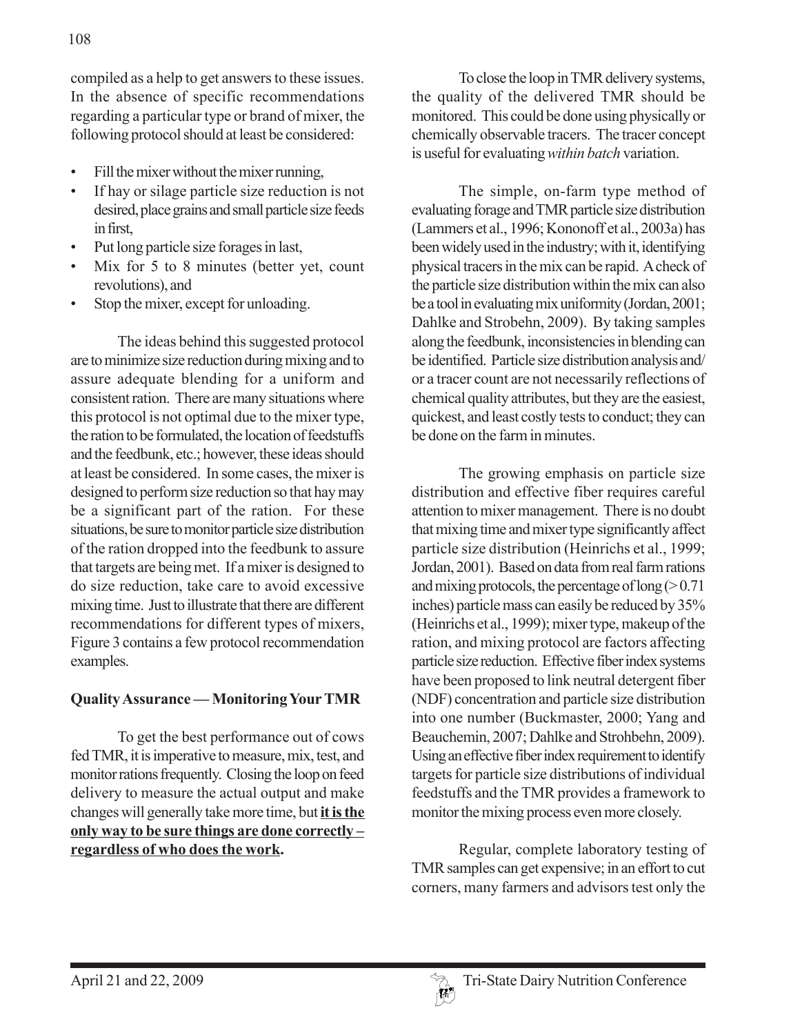compiled as a help to get answers to these issues. In the absence of specific recommendations regarding a particular type or brand of mixer, the following protocol should at least be considered:

- Fill the mixer without the mixer running,
- If hay or silage particle size reduction is not desired, place grains and small particle size feeds in first,
- Put long particle size forages in last,
- Mix for 5 to 8 minutes (better yet, count revolutions), and
- Stop the mixer, except for unloading.

The ideas behind this suggested protocol are to minimize size reduction during mixing and to assure adequate blending for a uniform and consistent ration. There are many situations where this protocol is not optimal due to the mixer type, the ration to be formulated, the location of feedstuffs and the feedbunk, etc.; however, these ideas should at least be considered. In some cases, the mixer is designed to perform size reduction so that hay may be a significant part of the ration. For these situations, be sure to monitor particle size distribution of the ration dropped into the feedbunk to assure that targets are being met. If a mixer is designed to do size reduction, take care to avoid excessive mixing time. Just to illustrate that there are different recommendations for different types of mixers, Figure 3 contains a few protocol recommendation examples.

**Quality Assurance — Monitoring Your TMR**

To get the best performance out of cows fed TMR, it is imperative to measure, mix, test, and monitor rations frequently. Closing the loop on feed delivery to measure the actual output and make changes will generally take more time, but **it is the only way to be sure things are done correctly – regardless of who does the work.**

To close the loop in TMR delivery systems, the quality of the delivered TMR should be monitored. This could be done using physically or chemically observable tracers. The tracer concept is useful for evaluating *within batch* variation.

The simple, on-farm type method of evaluating forage and TMR particle size distribution (Lammers et al., 1996; Kononoff et al., 2003a) has been widely used in the industry; with it, identifying physical tracers in the mix can be rapid. A check of the particle size distribution within the mix can also be a tool in evaluating mix uniformity (Jordan, 2001; Dahlke and Strobehn, 2009). By taking samples along the feedbunk, inconsistencies in blending can be identified. Particle size distribution analysis and/or a tracer count are not necessarily reflections of chemical quality attributes, but they are the easiest, quickest, and least costly tests to conduct; they can be done on the farm in minutes.

The growing emphasis on particle size distribution and effective fiber requires careful attention to mixer management. There is no doubt that mixing time and mixer type significantly affect particle size distribution (Heinrichs et al., 1999; Jordan, 2001). Based on data from real farm rations and mixing protocols, the percentage of long (> 0.71 inches) particle mass can easily be reduced by 35% (Heinrichs et al., 1999); mixer type, makeup of the ration, and mixing protocol are factors affecting particle size reduction. Effective fiber index systems have been proposed to link neutral detergent fiber (NDF) concentration and particle size distribution into one number (Buckmaster, 2000; Yang and Beauchemin, 2007; Dahlke and Strohbehn, 2009). Using an effective fiber index requirement to identify targets for particle size distributions of individual feedstuffs and the TMR provides a framework to monitor the mixing process even more closely.

Regular, complete laboratory testing of TMR samples can get expensive; in an effort to cut corners, many farmers and advisors test only the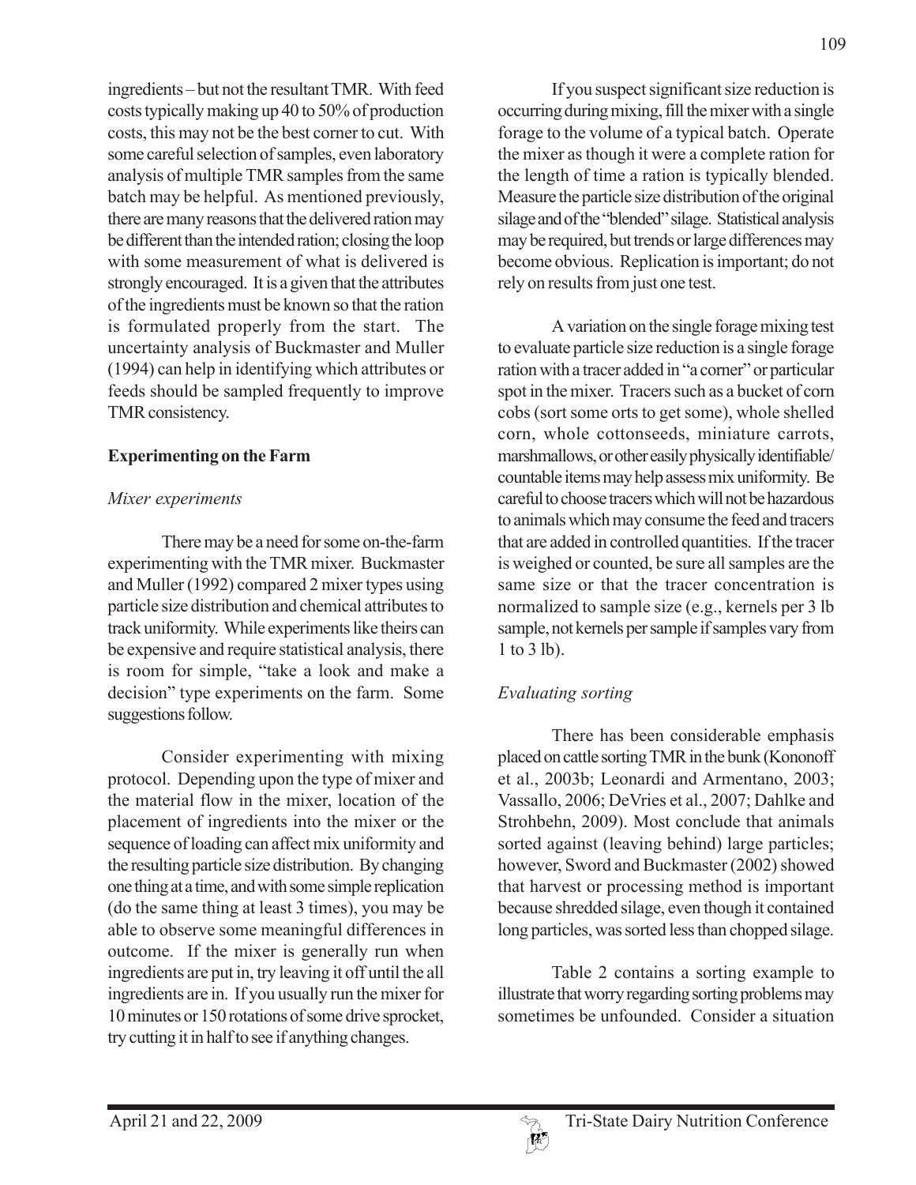ingredients – but not the resultant TMR. With feed costs typically making up 40 to 50% of production costs, this may not be the best corner to cut. With some careful selection of samples, even laboratory analysis of multiple TMR samples from the same batch may be helpful. As mentioned previously, there are many reasons that the delivered ration may be different than the intended ration; closing the loop with some measurement of what is delivered is strongly encouraged. It is a given that the attributes of the ingredients must be known so that the ration is formulated properly from the start. The uncertainty analysis of Buckmaster and Muller (1994) can help in identifying which attributes or feeds should be sampled frequently to improve TMR consistency.

## Experimenting on the Farm

### *Mixer experiments*

There may be a need for some on-the-farm experimenting with the TMR mixer. Buckmaster and Muller (1992) compared 2 mixer types using particle size distribution and chemical attributes to track uniformity. While experiments like theirs can be expensive and require statistical analysis, there is room for simple, "take a look and make a decision" type experiments on the farm. Some suggestions follow.

Consider experimenting with mixing protocol. Depending upon the type of mixer and the material flow in the mixer, location of the placement of ingredients into the mixer or the sequence of loading can affect mix uniformity and the resulting particle size distribution. By changing one thing at a time, and with some simple replication (do the same thing at least 3 times), you may be able to observe some meaningful differences in outcome. If the mixer is generally run when ingredients are put in, try leaving it off until the all ingredients are in. If you usually run the mixer for 10 minutes or 150 rotations of some drive sprocket, try cutting it in half to see if anything changes.

If you suspect significant size reduction is occurring during mixing, fill the mixer with a single forage to the volume of a typical batch. Operate the mixer as though it were a complete ration for the length of time a ration is typically blended. Measure the particle size distribution of the original silage and of the "blended" silage. Statistical analysis may be required, but trends or large differences may become obvious. Replication is important; do not rely on results from just one test.

A variation on the single forage mixing test to evaluate particle size reduction is a single forage ration with a tracer added in "a corner" or particular spot in the mixer. Tracers such as a bucket of corn cobs (sort some orts to get some), whole shelled corn, whole cottonseeds, miniature carrots, marshmallows, or other easily physically identifiable/countable items may help assess mix uniformity. Be careful to choose tracers which will not be hazardous to animals which may consume the feed and tracers that are added in controlled quantities. If the tracer is weighed or counted, be sure all samples are the same size or that the tracer concentration is normalized to sample size (e.g., kernels per 3 lb sample, not kernels per sample if samples vary from 1 to 3 lb).

### *Evaluating sorting*

There has been considerable emphasis placed on cattle sorting TMR in the bunk (Kononoff et al., 2003b; Leonardi and Armentano, 2003; Vassallo, 2006; DeVries et al., 2007; Dahlke and Strohbehn, 2009). Most conclude that animals sorted against (leaving behind) large particles; however, Sword and Buckmaster (2002) showed that harvest or processing method is important because shredded silage, even though it contained long particles, was sorted less than chopped silage.

Table 2 contains a sorting example to illustrate that worry regarding sorting problems may sometimes be unfounded. Consider a situation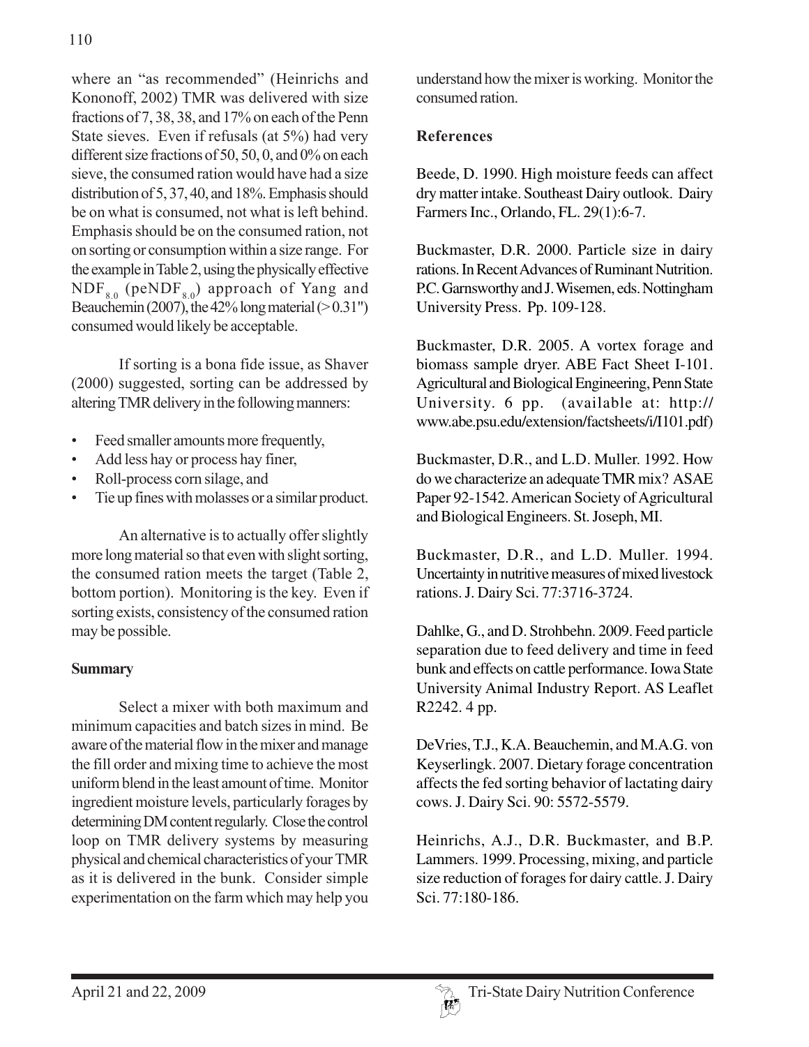where an "as recommended" (Heinrichs and Kononoff, 2002) TMR was delivered with size fractions of 7, 38, 38, and 17% on each of the Penn State sieves. Even if refusals (at 5%) had very different size fractions of 50, 50, 0, and 0% on each sieve, the consumed ration would have had a size distribution of 5, 37, 40, and 18%. Emphasis should be on what is consumed, not what is left behind. Emphasis should be on the consumed ration, not on sorting or consumption within a size range. For the example in Table 2, using the physically effective $NDF_{8.0}$ ($peNDF_{8.0}$) approach of Yang and Beauchemin (2007), the 42% long material (> 0.31") consumed would likely be acceptable.

If sorting is a bona fide issue, as Shaver (2000) suggested, sorting can be addressed by altering TMR delivery in the following manners:

- Feed smaller amounts more frequently,
- Add less hay or process hay finer,
- Roll-process corn silage, and
- Tie up fines with molasses or a similar product.

An alternative is to actually offer slightly more long material so that even with slight sorting, the consumed ration meets the target (Table 2, bottom portion). Monitoring is the key. Even if sorting exists, consistency of the consumed ration may be possible.

## Summary

Select a mixer with both maximum and minimum capacities and batch sizes in mind. Be aware of the material flow in the mixer and manage the fill order and mixing time to achieve the most uniform blend in the least amount of time. Monitor ingredient moisture levels, particularly forages by determining DM content regularly. Close the control loop on TMR delivery systems by measuring physical and chemical characteristics of your TMR as it is delivered in the bunk. Consider simple experimentation on the farm which may help you understand how the mixer is working. Monitor the consumed ration.

## References

Beede, D. 1990. High moisture feeds can affect dry matter intake. Southeast Dairy outlook. Dairy Farmers Inc., Orlando, FL. 29(1):6-7.

Buckmaster, D.R. 2000. Particle size in dairy rations. In Recent Advances of Ruminant Nutrition. P.C. Garnsworthy and J. Wisemen, eds. Nottingham University Press. Pp. 109-128.

Buckmaster, D.R. 2005. A vortex forage and biomass sample dryer. ABE Fact Sheet I-101. Agricultural and Biological Engineering, Penn State University. 6 pp. (available at: http://www.abe.psu.edu/extension/factsheets/i/I101.pdf)

Buckmaster, D.R., and L.D. Muller. 1992. How do we characterize an adequate TMR mix? ASAE Paper 92-1542. American Society of Agricultural and Biological Engineers. St. Joseph, MI.

Buckmaster, D.R., and L.D. Muller. 1994. Uncertainty in nutritive measures of mixed livestock rations. J. Dairy Sci. 77:3716-3724.

Dahlke, G., and D. Strohbehn. 2009. Feed particle separation due to feed delivery and time in feed bunk and effects on cattle performance. Iowa State University Animal Industry Report. AS Leaflet R2242. 4 pp.

DeVries, T.J., K.A. Beauchemin, and M.A.G. von Keyserlingk. 2007. Dietary forage concentration affects the fed sorting behavior of lactating dairy cows. J. Dairy Sci. 90: 5572-5579.

Heinrichs, A.J., D.R. Buckmaster, and B.P. Lammers. 1999. Processing, mixing, and particle size reduction of forages for dairy cattle. J. Dairy Sci. 77:180-186.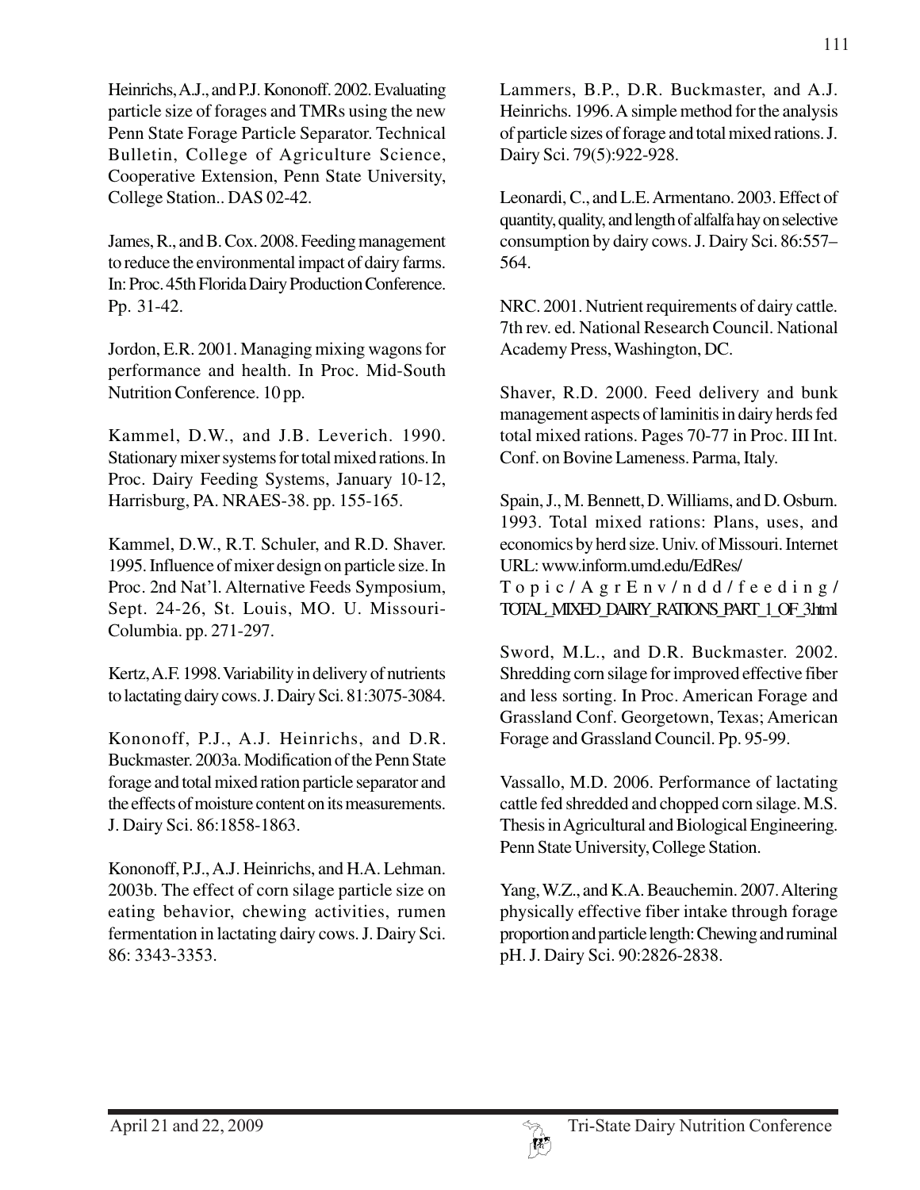Heinrichs, A.J., and P.J. Kononoff. 2002. Evaluating particle size of forages and TMRs using the new Penn State Forage Particle Separator. Technical Bulletin, College of Agriculture Science, Cooperative Extension, Penn State University, College Station.. DAS 02-42.

James, R., and B. Cox. 2008. Feeding management to reduce the environmental impact of dairy farms. In: Proc. 45th Florida Dairy Production Conference. Pp. 31-42.

Jordon, E.R. 2001. Managing mixing wagons for performance and health. In Proc. Mid-South Nutrition Conference. 10 pp.

Kammel, D.W., and J.B. Leverich. 1990. Stationary mixer systems for total mixed rations. In Proc. Dairy Feeding Systems, January 10-12, Harrisburg, PA. NRAES-38. pp. 155-165.

Kammel, D.W., R.T. Schuler, and R.D. Shaver. 1995. Influence of mixer design on particle size. In Proc. 2nd Nat'l. Alternative Feeds Symposium, Sept. 24-26, St. Louis, MO. U. Missouri-Columbia. pp. 271-297.

Kertz, A.F. 1998. Variability in delivery of nutrients to lactating dairy cows. J. Dairy Sci. 81:3075-3084.

Kononoff, P.J., A.J. Heinrichs, and D.R. Buckmaster. 2003a. Modification of the Penn State forage and total mixed ration particle separator and the effects of moisture content on its measurements. J. Dairy Sci. 86:1858-1863.

Kononoff, P.J., A.J. Heinrichs, and H.A. Lehman. 2003b. The effect of corn silage particle size on eating behavior, chewing activities, rumen fermentation in lactating dairy cows. J. Dairy Sci. 86: 3343-3353.

Lammers, B.P., D.R. Buckmaster, and A.J. Heinrichs. 1996. A simple method for the analysis of particle sizes of forage and total mixed rations. J. Dairy Sci. 79(5):922-928.

Leonardi, C., and L.E. Armentano. 2003. Effect of quantity, quality, and length of alfalfa hay on selective consumption by dairy cows. J. Dairy Sci. 86:557–564.

NRC. 2001. Nutrient requirements of dairy cattle. 7th rev. ed. National Research Council. National Academy Press, Washington, DC.

Shaver, R.D. 2000. Feed delivery and bunk management aspects of laminitis in dairy herds fed total mixed rations. Pages 70-77 in Proc. III Int. Conf. on Bovine Lameness. Parma, Italy.

Spain, J., M. Bennett, D. Williams, and D. Osburn. 1993. Total mixed rations: Plans, uses, and economics by herd size. Univ. of Missouri. Internet URL: www.inform.umd.edu/EdRes/Topic/AgrEnv/ndd/feeding/TOTAL_MIXED_DAIRY_RATIONS_PART_1_OF_3.html

Sword, M.L., and D.R. Buckmaster. 2002. Shredding corn silage for improved effective fiber and less sorting. In Proc. American Forage and Grassland Conf. Georgetown, Texas; American Forage and Grassland Council. Pp. 95-99.

Vassallo, M.D. 2006. Performance of lactating cattle fed shredded and chopped corn silage. M.S. Thesis in Agricultural and Biological Engineering. Penn State University, College Station.

Yang, W.Z., and K.A. Beauchemin. 2007. Altering physically effective fiber intake through forage proportion and particle length: Chewing and ruminal pH. J. Dairy Sci. 90:2826-2838.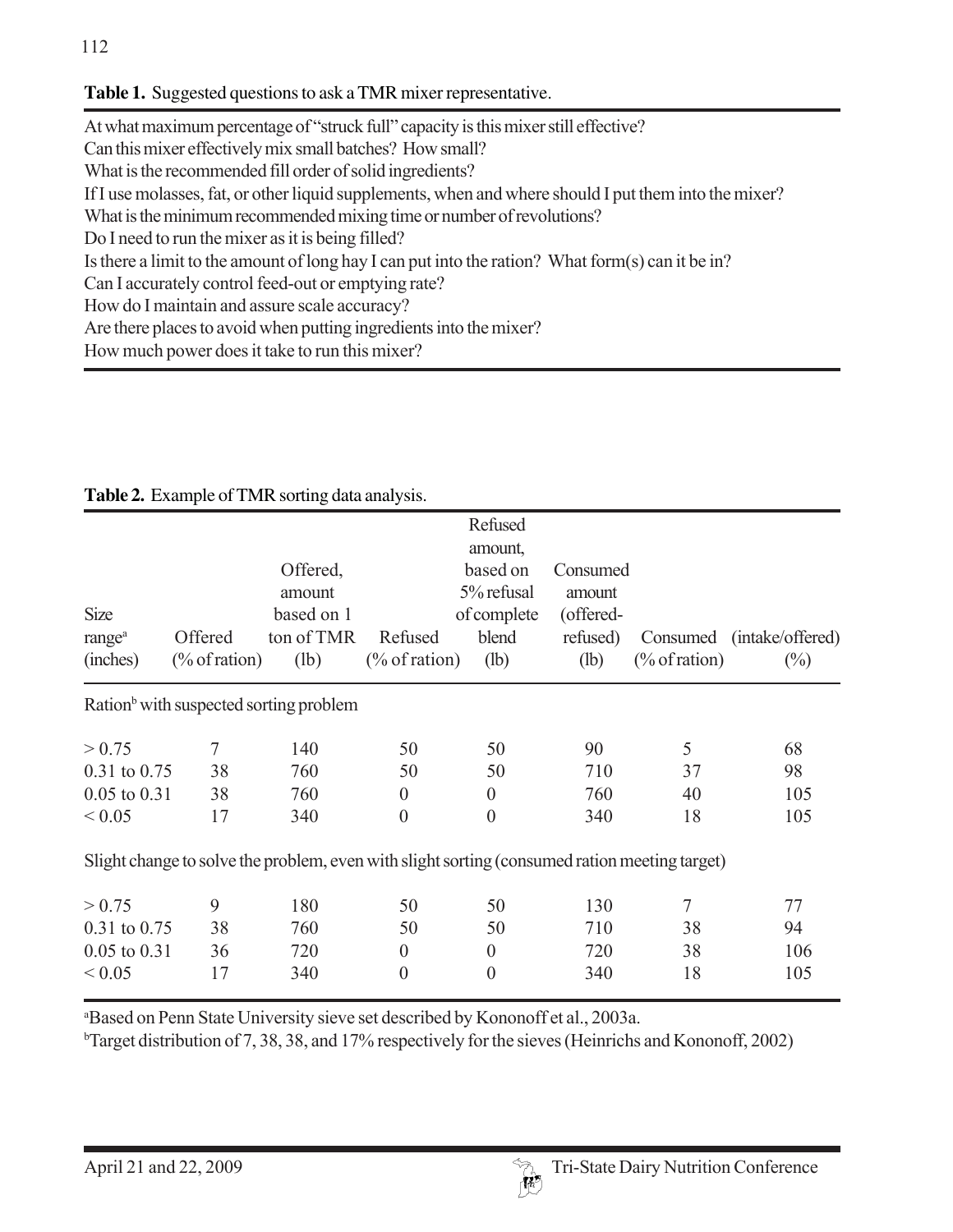**Table 1.** Suggested questions to ask a TMR mixer representative.

| |
|---|
| At what maximum percentage of "struck full" capacity is this mixer still effective? |
| Can this mixer effectively mix small batches? How small? |
| What is the recommended fill order of solid ingredients? |
| If I use molasses, fat, or other liquid supplements, when and where should I put them into the mixer? |
| What is the minimum recommended mixing time or number of revolutions? |
| Do I need to run the mixer as it is being filled? |
| Is there a limit to the amount of long hay I can put into the ration? What form(s) can it be in? |
| Can I accurately control feed-out or emptying rate? |
| How do I maintain and assure scale accuracy? |
| Are there places to avoid when putting ingredients into the mixer? |
| How much power does it take to run this mixer? |

**Table 2.** Example of TMR sorting data analysis.

| Size range[a] (inches) | Offered (% of ration) | Offered, amount based on 1 ton of TMR (lb) | Refused (% of ration) | Refused amount, based on 5% refusal of complete blend (lb) | Consumed amount (offered-refused) (lb) | Consumed (% of ration) | (intake/offered) (%) |
|---|---|---|---|---|---|---|---|
| Ration[b] with suspected sorting problem | | | | | | | |
| > 0.75 | 7 | 140 | 50 | 50 | 90 | 5 | 68 |
| 0.31 to 0.75 | 38 | 760 | 50 | 50 | 710 | 37 | 98 |
| 0.05 to 0.31 | 38 | 760 | 0 | 0 | 760 | 40 | 105 |
| < 0.05 | 17 | 340 | 0 | 0 | 340 | 18 | 105 |
| Slight change to solve the problem, even with slight sorting (consumed ration meeting target) | | | | | | | |
| > 0.75 | 9 | 180 | 50 | 50 | 130 | 7 | 77 |
| 0.31 to 0.75 | 38 | 760 | 50 | 50 | 710 | 38 | 94 |
| 0.05 to 0.31 | 36 | 720 | 0 | 0 | 720 | 38 | 106 |
| < 0.05 | 17 | 340 | 0 | 0 | 340 | 18 | 105 |

[a]Based on Penn State University sieve set described by Kononoff et al., 2003a.

[b]Target distribution of 7, 38, 38, and 17% respectively for the sieves (Heinrichs and Kononoff, 2002)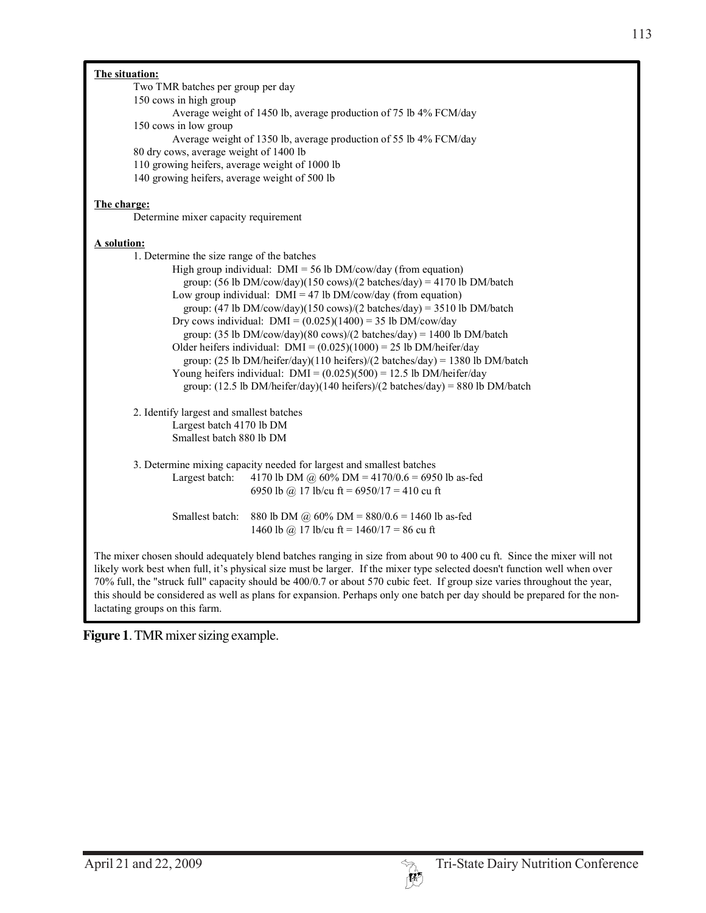**The situation:**

Two TMR batches per group per day

150 cows in high group

Average weight of 1450 lb, average production of 75 lb 4% FCM/day

150 cows in low group

Average weight of 1350 lb, average production of 55 lb 4% FCM/day

80 dry cows, average weight of 1400 lb

110 growing heifers, average weight of 1000 lb

140 growing heifers, average weight of 500 lb

**The charge:**

Determine mixer capacity requirement

**A solution:**

1. Determine the size range of the batches

   High group individual: DMI = 56 lb DM/cow/day (from equation)

   group: (56 lb DM/cow/day)(150 cows)/(2 batches/day) = 4170 lb DM/batch

   Low group individual: DMI = 47 lb DM/cow/day (from equation)

   group: (47 lb DM/cow/day)(150 cows)/(2 batches/day) = 3510 lb DM/batch

   Dry cows individual: DMI = (0.025)(1400) = 35 lb DM/cow/day

   group: (35 lb DM/cow/day)(80 cows)/(2 batches/day) = 1400 lb DM/batch

   Older heifers individual: DMI = (0.025)(1000) = 25 lb DM/heifer/day

   group: (25 lb DM/heifer/day)(110 heifers)/(2 batches/day) = 1380 lb DM/batch

   Young heifers individual: DMI = (0.025)(500) = 12.5 lb DM/heifer/day

   group: (12.5 lb DM/heifer/day)(140 heifers)/(2 batches/day) = 880 lb DM/batch

2. Identify largest and smallest batches

   Largest batch 4170 lb DM

   Smallest batch 880 lb DM

3. Determine mixing capacity needed for largest and smallest batches

   Largest batch: 4170 lb DM @ 60% DM = 4170/0.6 = 6950 lb as-fed

   6950 lb @ 17 lb/cu ft = 6950/17 = 410 cu ft

   Smallest batch: 880 lb DM @ 60% DM = 880/0.6 = 1460 lb as-fed

   1460 lb @ 17 lb/cu ft = 1460/17 = 86 cu ft

The mixer chosen should adequately blend batches ranging in size from about 90 to 400 cu ft. Since the mixer will not likely work best when full, it's physical size must be larger. If the mixer type selected doesn't function well when over 70% full, the "struck full" capacity should be 400/0.7 or about 570 cubic feet. If group size varies throughout the year, this should be considered as well as plans for expansion. Perhaps only one batch per day should be prepared for the non-lactating groups on this farm.

**Figure 1**. TMR mixer sizing example.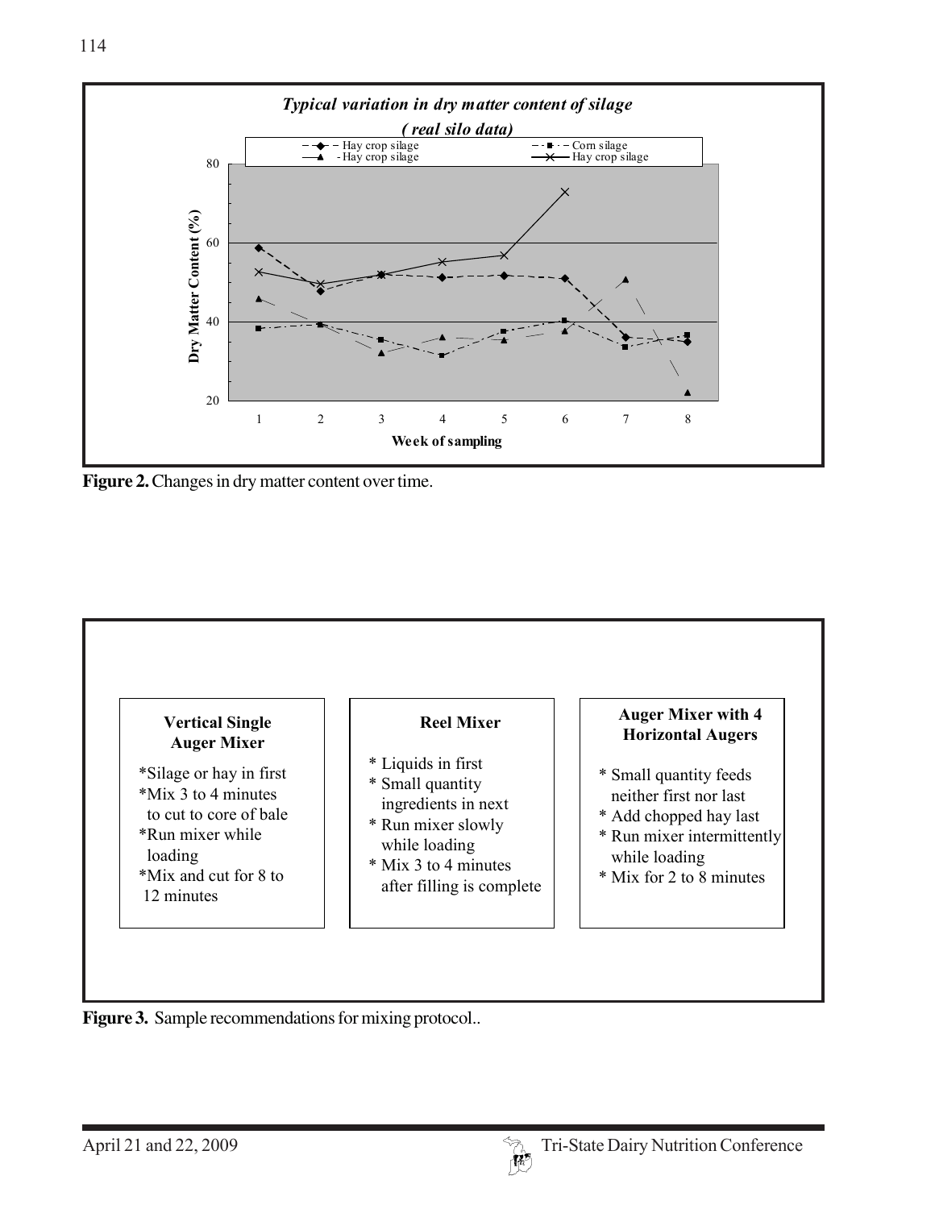*Typical variation in dry matter content of silage*
*( real silo data)*

Figure 2. Changes in dry matter content over time.

| Vertical Single Auger Mixer | Reel Mixer | Auger Mixer with 4 Horizontal Augers |
|---|---|---|
| *Silage or hay in first<br>*Mix 3 to 4 minutes to cut to core of bale<br>*Run mixer while loading<br>*Mix and cut for 8 to 12 minutes | * Liquids in first<br>* Small quantity ingredients in next<br>* Run mixer slowly while loading<br>* Mix 3 to 4 minutes after filling is complete | * Small quantity feeds neither first nor last<br>* Add chopped hay last<br>* Run mixer intermittently while loading<br>* Mix for 2 to 8 minutes |

**Figure 3.** Sample recommendations for mixing protocol..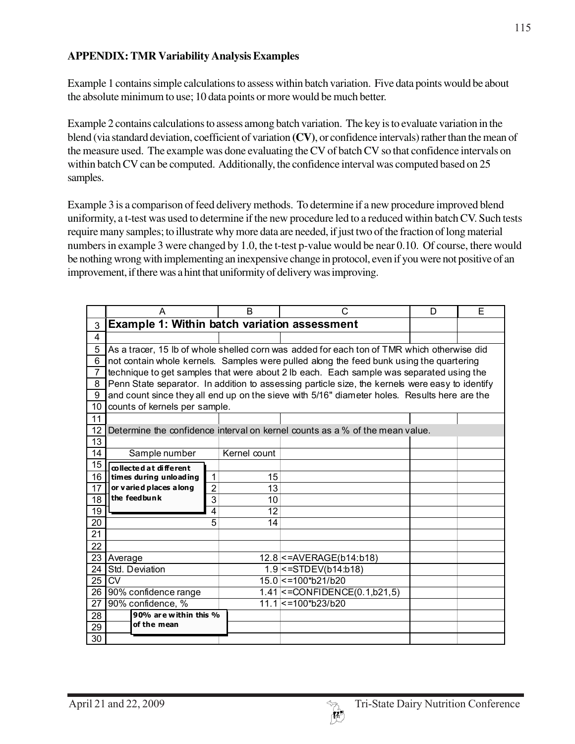**APPENDIX: TMR Variability Analysis Examples**

Example 1 contains simple calculations to assess within batch variation. Five data points would be about the absolute minimum to use; 10 data points or more would be much better.

Example 2 contains calculations to assess among batch variation. The key is to evaluate variation in the blend (via standard deviation, coefficient of variation **(CV)**, or confidence intervals) rather than the mean of the measure used. The example was done evaluating the CV of batch CV so that confidence intervals on within batch CV can be computed. Additionally, the confidence interval was computed based on 25 samples.

Example 3 is a comparison of feed delivery methods. To determine if a new procedure improved blend uniformity, a t-test was used to determine if the new procedure led to a reduced within batch CV. Such tests require many samples; to illustrate why more data are needed, if just two of the fraction of long material numbers in example 3 were changed by 1.0, the t-test p-value would be near 0.10. Of course, there would be nothing wrong with implementing an inexpensive change in protocol, even if you were not positive of an improvement, if there was a hint that uniformity of delivery was improving.

| | A | B | C | D | E |
|---|---|---|---|---|---|
| 3 | **Example 1: Within batch variation assessment** | | | | |
| 4 | | | | | |
| 5 | As a tracer, 15 lb of whole shelled corn was added for each ton of TMR which otherwise did | | | | |
| 6 | not contain whole kernels. Samples were pulled along the feed bunk using the quartering | | | | |
| 7 | technique to get samples that were about 2 lb each. Each sample was separated using the | | | | |
| 8 | Penn State separator. In addition to assessing particle size, the kernels were easy to identify | | | | |
| 9 | and count since they all end up on the sieve with 5/16" diameter holes. Results here are the | | | | |
| 10 | counts of kernels per sample. | | | | |
| 11 | | | | | |
| 12 | Determine the confidence interval on kernel counts as a % of the mean value. | | | | |
| 13 | | | | | |
| 14 | Sample number | Kernel count | | | |
| 15 | **collected at different times during unloading or varied places along the feedbunk** | | | | |
| 16 | 1 | 15 | | | |
| 17 | 2 | 13 | | | |
| 18 | 3 | 10 | | | |
| 19 | 4 | 12 | | | |
| 20 | 5 | 14 | | | |
| 21 | | | | | |
| 22 | | | | | |
| 23 | Average | 12.8 | <=AVERAGE(b14:b18) | | |
| 24 | Std. Deviation | 1.9 | <=STDEV(b14:b18) | | |
| 25 | CV | 15.0 | <=100*b21/b20 | | |
| 26 | 90% confidence range | 1.41 | <=CONFIDENCE(0.1,b21,5) | | |
| 27 | 90% confidence, % | 11.1 | <=100*b23/b20 | | |
| 28 | **90% are within this % of the mean** | | | | |
| 29 | | | | | |
| 30 | | | | | |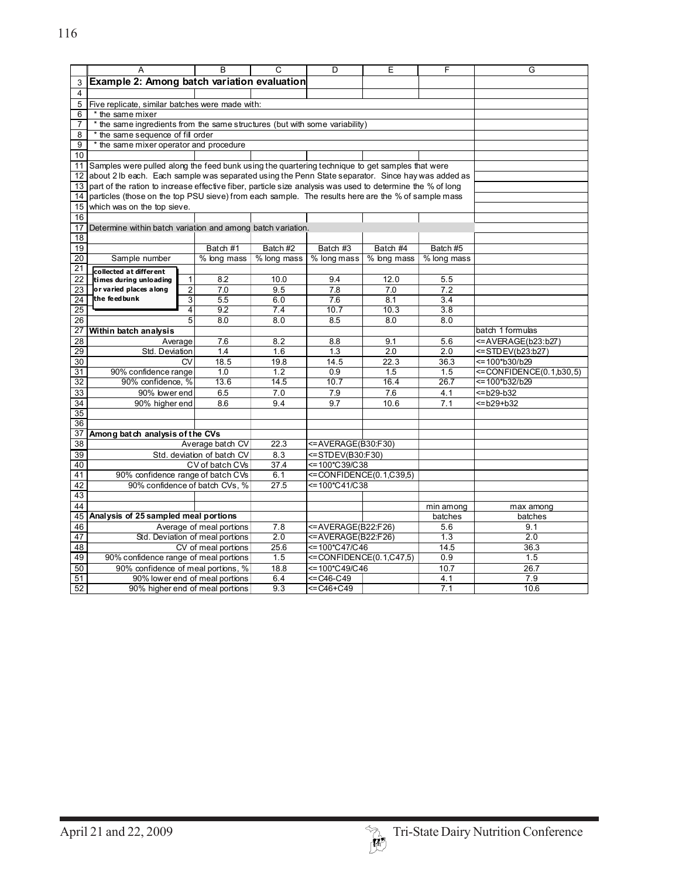| | A | B | C | D | E | F | G |
|---|---|---|---|---|---|---|---|
| 3 | **Example 2: Among batch variation evaluation** | | | | | | |
| 4 | | | | | | | |
| 5 | Five replicate, similar batches were made with: | | | | | | |
| 6 | * the same mixer | | | | | | |
| 7 | * the same ingredients from the same structures (but with some variability) | | | | | | |
| 8 | * the same sequence of fill order | | | | | | |
| 9 | * the same mixer operator and procedure | | | | | | |
| 10 | | | | | | | |
| 11 | Samples were pulled along the feed bunk using the quartering technique to get samples that were | | | | | | |
| 12 | about 2 lb each. Each sample was separated using the Penn State separator. Since hay was added as | | | | | | |
| 13 | part of the ration to increase effective fiber, particle size analysis was used to determine the % of long | | | | | | |
| 14 | particles (those on the top PSU sieve) from each sample. The results here are the % of sample mass | | | | | | |
| 15 | which was on the top sieve. | | | | | | |
| 16 | | | | | | | |
| 17 | Determine within batch variation and among batch variation. | | | | | | |
| 18 | | | | | | | |
| 19 | | Batch #1 | Batch #2 | Batch #3 | Batch #4 | Batch #5 | |
| 20 | Sample number | % long mass | % long mass | % long mass | % long mass | % long mass | |
| 21 | **collected at different** | | | | | | |
| 22 | **times during unloading** 1 | 8.2 | 10.0 | 9.4 | 12.0 | 5.5 | |
| 23 | **or varied places along** 2 | 7.0 | 9.5 | 7.8 | 7.0 | 7.2 | |
| 24 | **the feedbunk** 3 | 5.5 | 6.0 | 7.6 | 8.1 | 3.4 | |
| 25 | 4 | 9.2 | 7.4 | 10.7 | 10.3 | 3.8 | |
| 26 | 5 | 8.0 | 8.0 | 8.5 | 8.0 | 8.0 | |
| 27 | **Within batch analysis** | | | | | | batch 1 formulas |
| 28 | Average | 7.6 | 8.2 | 8.8 | 9.1 | 5.6 | <=AVERAGE(b23:b27) |
| 29 | Std. Deviation | 1.4 | 1.6 | 1.3 | 2.0 | 2.0 | <=STDEV(b23:b27) |
| 30 | CV | 18.5 | 19.8 | 14.5 | 22.3 | 36.3 | <=100*b30/b29 |
| 31 | 90% confidence range | 1.0 | 1.2 | 0.9 | 1.5 | 1.5 | <=CONFIDENCE(0.1,b30,5) |
| 32 | 90% confidence, % | 13.6 | 14.5 | 10.7 | 16.4 | 26.7 | <=100*b32/b29 |
| 33 | 90% lower end | 6.5 | 7.0 | 7.9 | 7.6 | 4.1 | <=b29-b32 |
| 34 | 90% higher end | 8.6 | 9.4 | 9.7 | 10.6 | 7.1 | <=b29+b32 |
| 35 | | | | | | | |
| 36 | | | | | | | |
| 37 | **Among batch analysis of the CVs** | | | | | | |
| 38 | Average batch CV | | 22.3 | <=AVERAGE(B30:F30) | | | |
| 39 | Std. deviation of batch CV | | 8.3 | <=STDEV(B30:F30) | | | |
| 40 | CV of batch CVs | | 37.4 | <=100*C39/C38 | | | |
| 41 | 90% confidence range of batch CVs | | 6.1 | <=CONFIDENCE(0.1,C39,5) | | | |
| 42 | 90% confidence of batch CVs, % | | 27.5 | <=100*C41/C38 | | | |
| 43 | | | | | | | |
| 44 | | | | | | min among | max among |
| 45 | **Analysis of 25 sampled meal portions** | | | | | batches | batches |
| 46 | Average of meal portions | | 7.8 | <=AVERAGE(B22:F26) | | 5.6 | 9.1 |
| 47 | Std. Deviation of meal portions | | 2.0 | <=AVERAGE(B22:F26) | | 1.3 | 2.0 |
| 48 | CV of meal portions | | 25.6 | <=100*C47/C46 | | 14.5 | 36.3 |
| 49 | 90% confidence range of meal portions | | 1.5 | <=CONFIDENCE(0.1,C47,5) | | 0.9 | 1.5 |
| 50 | 90% confidence of meal portions, % | | 18.8 | <=100*C49/C46 | | 10.7 | 26.7 |
| 51 | 90% lower end of meal portions | | 6.4 | <=C46-C49 | | 4.1 | 7.9 |
| 52 | 90% higher end of meal portions | | 9.3 | <=C46+C49 | | 7.1 | 10.6 |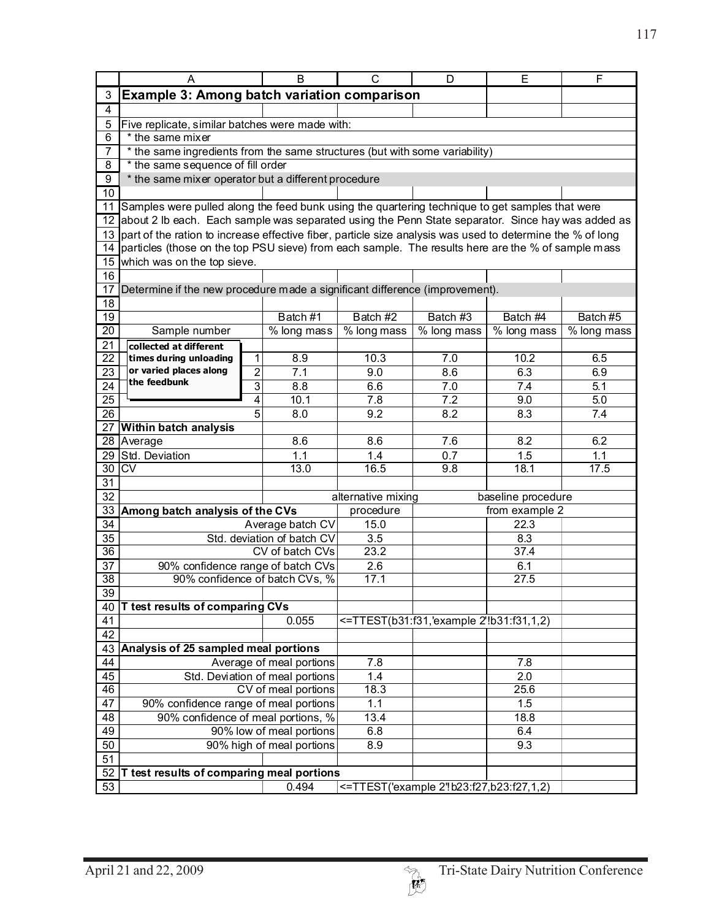|   | A | B | C | D | E | F |
|---|---|---|---|---|---|---|
| 3 | **Example 3: Among batch variation comparison** | | | | | |
| 4 | | | | | | |
| 5 | Five replicate, similar batches were made with: | | | | | |
| 6 | * the same mixer | | | | | |
| 7 | * the same ingredients from the same structures (but with some variability) | | | | | |
| 8 | * the same sequence of fill order | | | | | |
| 9 | * the same mixer operator but a different procedure | | | | | |
| 10 | | | | | | |
| 11 | Samples were pulled along the feed bunk using the quartering technique to get samples that were | | | | | |
| 12 | about 2 lb each. Each sample was separated using the Penn State separator. Since hay was added as | | | | | |
| 13 | part of the ration to increase effective fiber, particle size analysis was used to determine the % of long | | | | | |
| 14 | particles (those on the top PSU sieve) from each sample. The results here are the % of sample mass | | | | | |
| 15 | which was on the top sieve. | | | | | |
| 16 | | | | | | |
| 17 | Determine if the new procedure made a significant difference (improvement). | | | | | |
| 18 | | | | | | |
| 19 | | Batch #1 | Batch #2 | Batch #3 | Batch #4 | Batch #5 |
| 20 | Sample number | % long mass | % long mass | % long mass | % long mass | % long mass |
| 21 | collected at different times during unloading or varied places along the feedbunk | | | | | |
| 22 | 1 | 8.9 | 10.3 | 7.0 | 10.2 | 6.5 |
| 23 | 2 | 7.1 | 9.0 | 8.6 | 6.3 | 6.9 |
| 24 | 3 | 8.8 | 6.6 | 7.0 | 7.4 | 5.1 |
| 25 | 4 | 10.1 | 7.8 | 7.2 | 9.0 | 5.0 |
| 26 | 5 | 8.0 | 9.2 | 8.2 | 8.3 | 7.4 |
| 27 | **Within batch analysis** | | | | | |
| 28 | Average | 8.6 | 8.6 | 7.6 | 8.2 | 6.2 |
| 29 | Std. Deviation | 1.1 | 1.4 | 0.7 | 1.5 | 1.1 |
| 30 | CV | 13.0 | 16.5 | 9.8 | 18.1 | 17.5 |
| 31 | | | | | | |
| 32 | | | alternative mixing | | baseline procedure | |
| 33 | **Among batch analysis of the CVs** | | procedure | | from example 2 | |
| 34 | Average batch CV | | 15.0 | | 22.3 | |
| 35 | Std. deviation of batch CV | | 3.5 | | 8.3 | |
| 36 | CV of batch CVs | | 23.2 | | 37.4 | |
| 37 | 90% confidence range of batch CVs | | 2.6 | | 6.1 | |
| 38 | 90% confidence of batch CVs, % | | 17.1 | | 27.5 | |
| 39 | | | | | | |
| 40 | **T test results of comparing CVs** | | | | | |
| 41 | | 0.055 | <=TTEST(b31:f31,'example 2'!b31:f31,1,2) | | | |
| 42 | | | | | | |
| 43 | **Analysis of 25 sampled meal portions** | | | | | |
| 44 | Average of meal portions | | 7.8 | | 7.8 | |
| 45 | Std. Deviation of meal portions | | 1.4 | | 2.0 | |
| 46 | CV of meal portions | | 18.3 | | 25.6 | |
| 47 | 90% confidence range of meal portions | | 1.1 | | 1.5 | |
| 48 | 90% confidence of meal portions, % | | 13.4 | | 18.8 | |
| 49 | 90% low of meal portions | | 6.8 | | 6.4 | |
| 50 | 90% high of meal portions | | 8.9 | | 9.3 | |
| 51 | | | | | | |
| 52 | **T test results of comparing meal portions** | | | | | |
| 53 | | 0.494 | <=TTEST('example 2'!b23:f27,b23:f27,1,2) | | | |